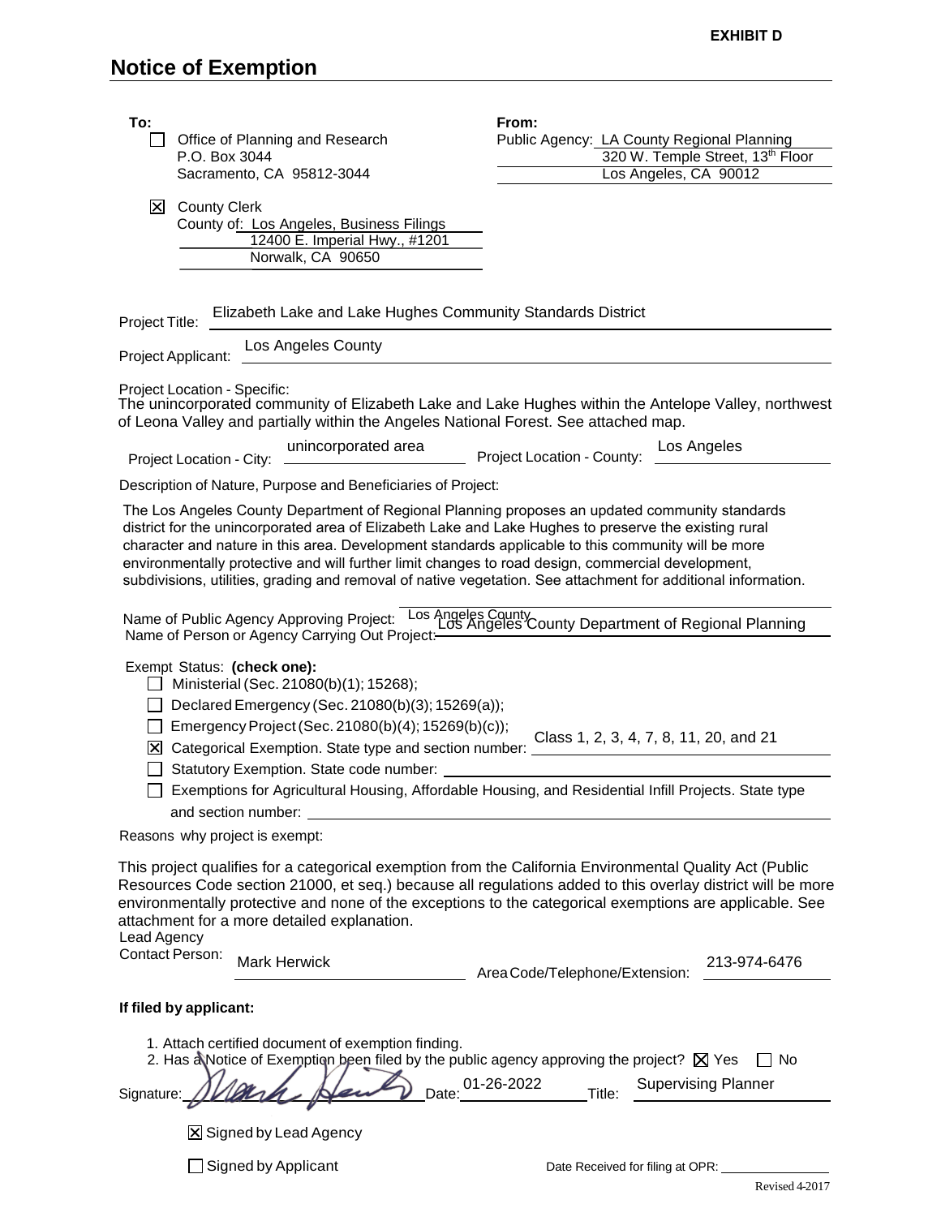**EXHIBIT D**

# Notice of Exemption

**To:**

☐ Office of Planning and Research
P.O. Box 3044
Sacramento, CA 95812-3044

☒ County Clerk
County of: Los Angeles, Business Filings
12400 E. Imperial Hwy., #1201
Norwalk, CA 90650

**From:**

Public Agency: LA County Regional Planning
320 W. Temple Street, 13th Floor
Los Angeles, CA 90012

Project Title: Elizabeth Lake and Lake Hughes Community Standards District

Project Applicant: Los Angeles County

Project Location - Specific:
The unincorporated community of Elizabeth Lake and Lake Hughes within the Antelope Valley, northwest of Leona Valley and partially within the Angeles National Forest. See attached map.

Project Location - City: unincorporated area

Project Location - County: Los Angeles

Description of Nature, Purpose and Beneficiaries of Project:

The Los Angeles County Department of Regional Planning proposes an updated community standards district for the unincorporated area of Elizabeth Lake and Lake Hughes to preserve the existing rural character and nature in this area. Development standards applicable to this community will be more environmentally protective and will further limit changes to road design, commercial development, subdivisions, utilities, grading and removal of native vegetation. See attachment for additional information.

Name of Public Agency Approving Project: Los Angeles County

Name of Person or Agency Carrying Out Project: Los Angeles County Department of Regional Planning

Exempt Status: **(check one):**

- ☐ Ministerial (Sec. 21080(b)(1); 15268);
- ☐ Declared Emergency (Sec. 21080(b)(3); 15269(a));
- ☐ Emergency Project (Sec. 21080(b)(4); 15269(b)(c));
- ☒ Categorical Exemption. State type and section number: Class 1, 2, 3, 4, 7, 8, 11, 20, and 21
- ☐ Statutory Exemption. State code number:
- ☐ Exemptions for Agricultural Housing, Affordable Housing, and Residential Infill Projects. State type and section number:

Reasons why project is exempt:

This project qualifies for a categorical exemption from the California Environmental Quality Act (Public Resources Code section 21000, et seq.) because all regulations added to this overlay district will be more environmentally protective and none of the exceptions to the categorical exemptions are applicable. See attachment for a more detailed explanation.

Lead Agency Contact Person: Mark Herwick

Area Code/Telephone/Extension: 213-974-6476

**If filed by applicant:**

1. Attach certified document of exemption finding.
2. Has a Notice of Exemption been filed by the public agency approving the project? ☒ Yes ☐ No

Signature: [signature] Date: 01-26-2022 Title: Supervising Planner

☒ Signed by Lead Agency

☐ Signed by Applicant

Date Received for filing at OPR:

Revised 4-2017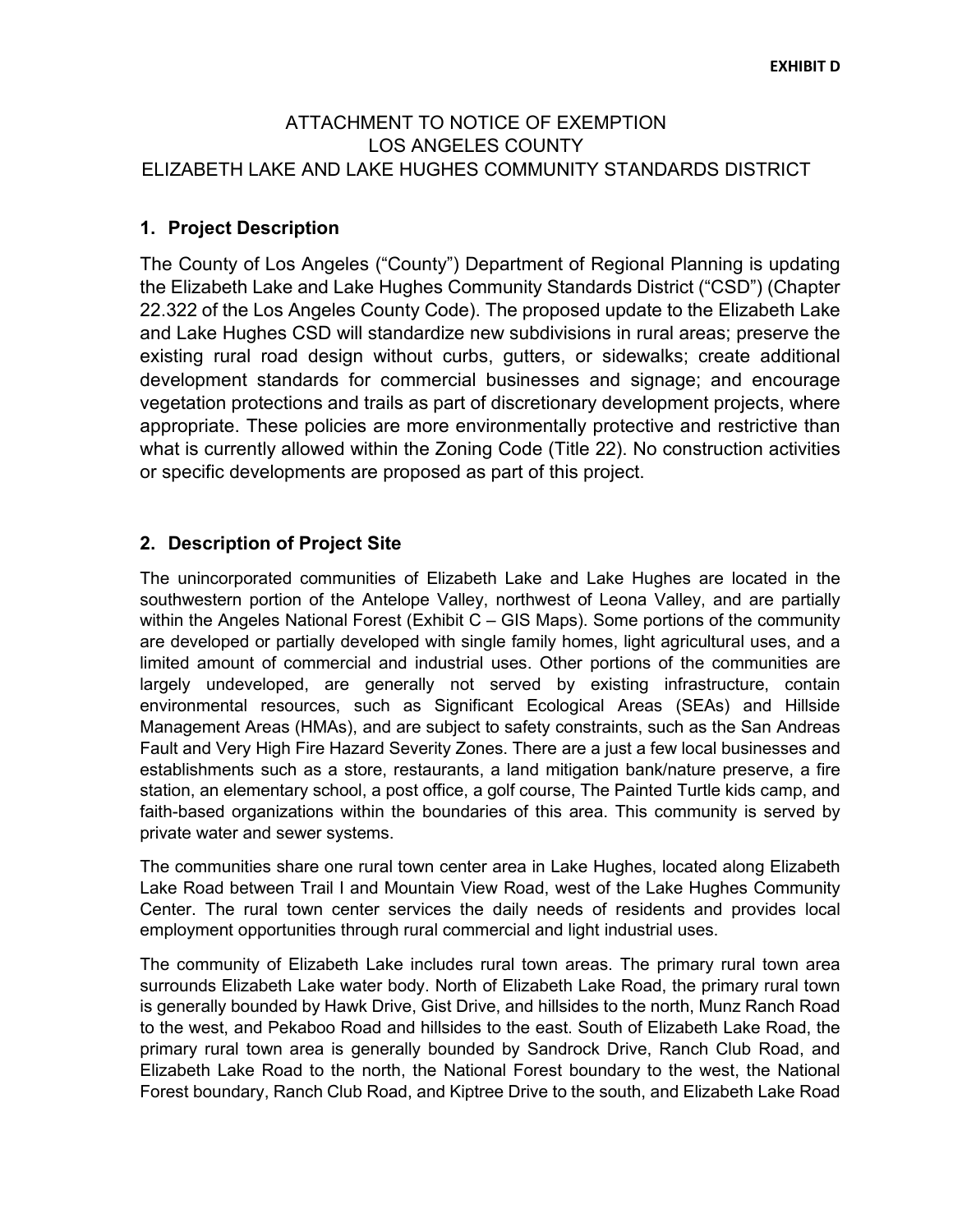**EXHIBIT D**

# ATTACHMENT TO NOTICE OF EXEMPTION
# LOS ANGELES COUNTY
# ELIZABETH LAKE AND LAKE HUGHES COMMUNITY STANDARDS DISTRICT

## 1. Project Description

The County of Los Angeles ("County") Department of Regional Planning is updating the Elizabeth Lake and Lake Hughes Community Standards District ("CSD") (Chapter 22.322 of the Los Angeles County Code). The proposed update to the Elizabeth Lake and Lake Hughes CSD will standardize new subdivisions in rural areas; preserve the existing rural road design without curbs, gutters, or sidewalks; create additional development standards for commercial businesses and signage; and encourage vegetation protections and trails as part of discretionary development projects, where appropriate. These policies are more environmentally protective and restrictive than what is currently allowed within the Zoning Code (Title 22). No construction activities or specific developments are proposed as part of this project.

## 2. Description of Project Site

The unincorporated communities of Elizabeth Lake and Lake Hughes are located in the southwestern portion of the Antelope Valley, northwest of Leona Valley, and are partially within the Angeles National Forest (Exhibit C – GIS Maps). Some portions of the community are developed or partially developed with single family homes, light agricultural uses, and a limited amount of commercial and industrial uses. Other portions of the communities are largely undeveloped, are generally not served by existing infrastructure, contain environmental resources, such as Significant Ecological Areas (SEAs) and Hillside Management Areas (HMAs), and are subject to safety constraints, such as the San Andreas Fault and Very High Fire Hazard Severity Zones. There are a just a few local businesses and establishments such as a store, restaurants, a land mitigation bank/nature preserve, a fire station, an elementary school, a post office, a golf course, The Painted Turtle kids camp, and faith-based organizations within the boundaries of this area. This community is served by private water and sewer systems.

The communities share one rural town center area in Lake Hughes, located along Elizabeth Lake Road between Trail I and Mountain View Road, west of the Lake Hughes Community Center. The rural town center services the daily needs of residents and provides local employment opportunities through rural commercial and light industrial uses.

The community of Elizabeth Lake includes rural town areas. The primary rural town area surrounds Elizabeth Lake water body. North of Elizabeth Lake Road, the primary rural town is generally bounded by Hawk Drive, Gist Drive, and hillsides to the north, Munz Ranch Road to the west, and Pekaboo Road and hillsides to the east. South of Elizabeth Lake Road, the primary rural town area is generally bounded by Sandrock Drive, Ranch Club Road, and Elizabeth Lake Road to the north, the National Forest boundary to the west, the National Forest boundary, Ranch Club Road, and Kiptree Drive to the south, and Elizabeth Lake Road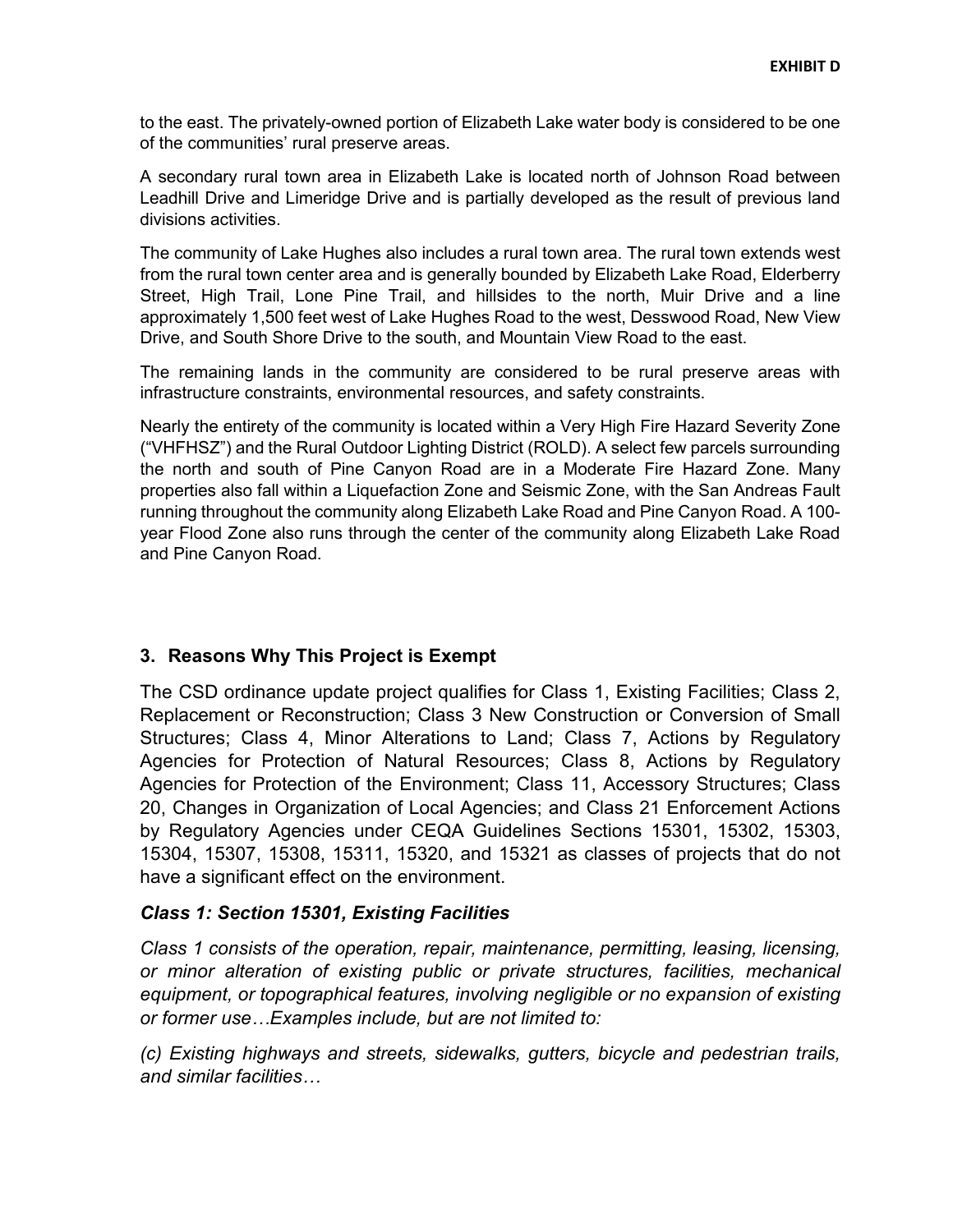to the east. The privately-owned portion of Elizabeth Lake water body is considered to be one of the communities' rural preserve areas.

A secondary rural town area in Elizabeth Lake is located north of Johnson Road between Leadhill Drive and Limeridge Drive and is partially developed as the result of previous land divisions activities.

The community of Lake Hughes also includes a rural town area. The rural town extends west from the rural town center area and is generally bounded by Elizabeth Lake Road, Elderberry Street, High Trail, Lone Pine Trail, and hillsides to the north, Muir Drive and a line approximately 1,500 feet west of Lake Hughes Road to the west, Desswood Road, New View Drive, and South Shore Drive to the south, and Mountain View Road to the east.

The remaining lands in the community are considered to be rural preserve areas with infrastructure constraints, environmental resources, and safety constraints.

Nearly the entirety of the community is located within a Very High Fire Hazard Severity Zone ("VHFHSZ") and the Rural Outdoor Lighting District (ROLD). A select few parcels surrounding the north and south of Pine Canyon Road are in a Moderate Fire Hazard Zone. Many properties also fall within a Liquefaction Zone and Seismic Zone, with the San Andreas Fault running throughout the community along Elizabeth Lake Road and Pine Canyon Road. A 100-year Flood Zone also runs through the center of the community along Elizabeth Lake Road and Pine Canyon Road.

### 3. Reasons Why This Project is Exempt

The CSD ordinance update project qualifies for Class 1, Existing Facilities; Class 2, Replacement or Reconstruction; Class 3 New Construction or Conversion of Small Structures; Class 4, Minor Alterations to Land; Class 7, Actions by Regulatory Agencies for Protection of Natural Resources; Class 8, Actions by Regulatory Agencies for Protection of the Environment; Class 11, Accessory Structures; Class 20, Changes in Organization of Local Agencies; and Class 21 Enforcement Actions by Regulatory Agencies under CEQA Guidelines Sections 15301, 15302, 15303, 15304, 15307, 15308, 15311, 15320, and 15321 as classes of projects that do not have a significant effect on the environment.

***Class 1: Section 15301, Existing Facilities***

*Class 1 consists of the operation, repair, maintenance, permitting, leasing, licensing, or minor alteration of existing public or private structures, facilities, mechanical equipment, or topographical features, involving negligible or no expansion of existing or former use…Examples include, but are not limited to:*

*(c) Existing highways and streets, sidewalks, gutters, bicycle and pedestrian trails, and similar facilities…*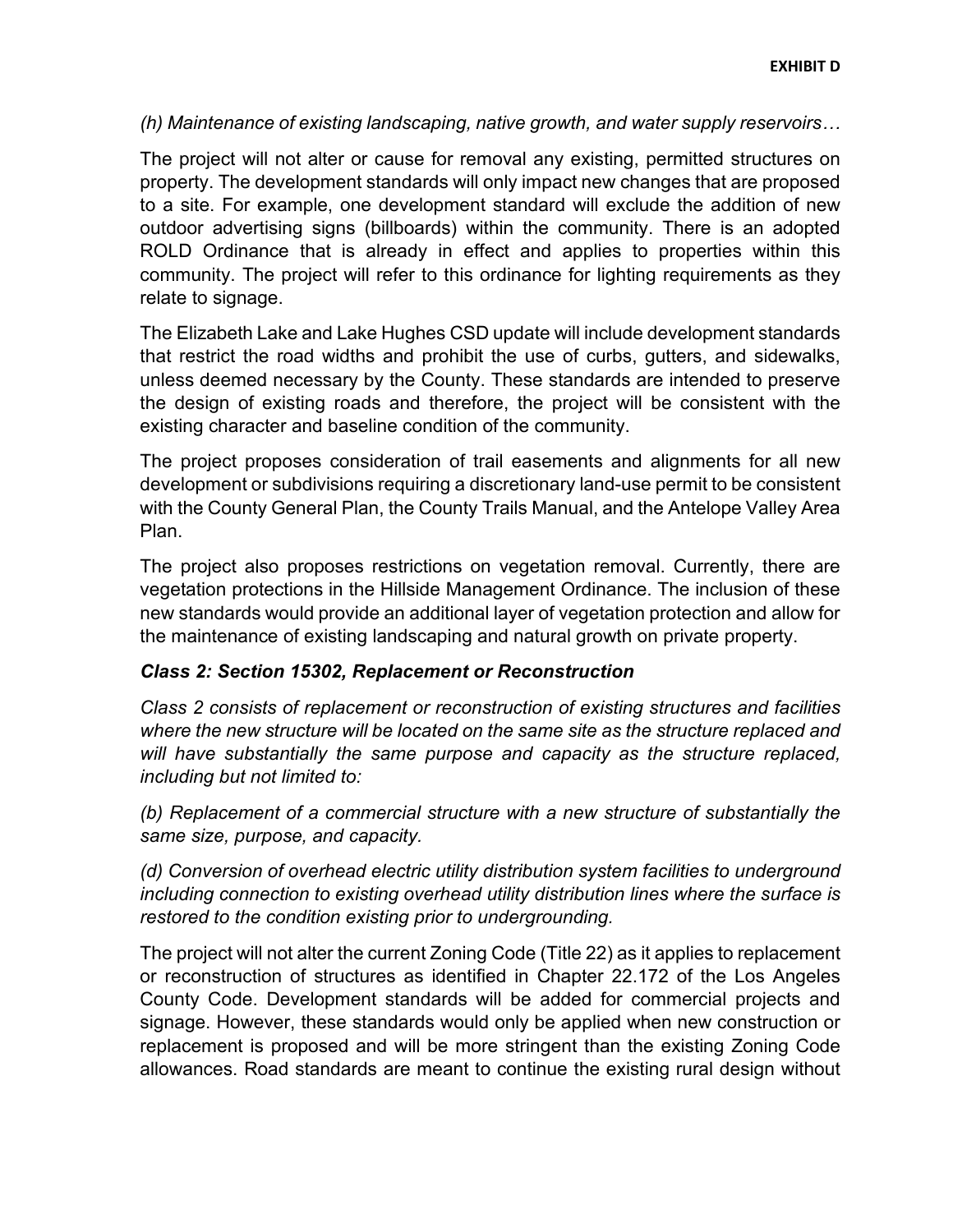*(h) Maintenance of existing landscaping, native growth, and water supply reservoirs…*

The project will not alter or cause for removal any existing, permitted structures on property. The development standards will only impact new changes that are proposed to a site. For example, one development standard will exclude the addition of new outdoor advertising signs (billboards) within the community. There is an adopted ROLD Ordinance that is already in effect and applies to properties within this community. The project will refer to this ordinance for lighting requirements as they relate to signage.

The Elizabeth Lake and Lake Hughes CSD update will include development standards that restrict the road widths and prohibit the use of curbs, gutters, and sidewalks, unless deemed necessary by the County. These standards are intended to preserve the design of existing roads and therefore, the project will be consistent with the existing character and baseline condition of the community.

The project proposes consideration of trail easements and alignments for all new development or subdivisions requiring a discretionary land-use permit to be consistent with the County General Plan, the County Trails Manual, and the Antelope Valley Area Plan.

The project also proposes restrictions on vegetation removal. Currently, there are vegetation protections in the Hillside Management Ordinance. The inclusion of these new standards would provide an additional layer of vegetation protection and allow for the maintenance of existing landscaping and natural growth on private property.

### *Class 2: Section 15302, Replacement or Reconstruction*

*Class 2 consists of replacement or reconstruction of existing structures and facilities where the new structure will be located on the same site as the structure replaced and will have substantially the same purpose and capacity as the structure replaced, including but not limited to:*

*(b) Replacement of a commercial structure with a new structure of substantially the same size, purpose, and capacity.*

*(d) Conversion of overhead electric utility distribution system facilities to underground including connection to existing overhead utility distribution lines where the surface is restored to the condition existing prior to undergrounding.*

The project will not alter the current Zoning Code (Title 22) as it applies to replacement or reconstruction of structures as identified in Chapter 22.172 of the Los Angeles County Code. Development standards will be added for commercial projects and signage. However, these standards would only be applied when new construction or replacement is proposed and will be more stringent than the existing Zoning Code allowances. Road standards are meant to continue the existing rural design without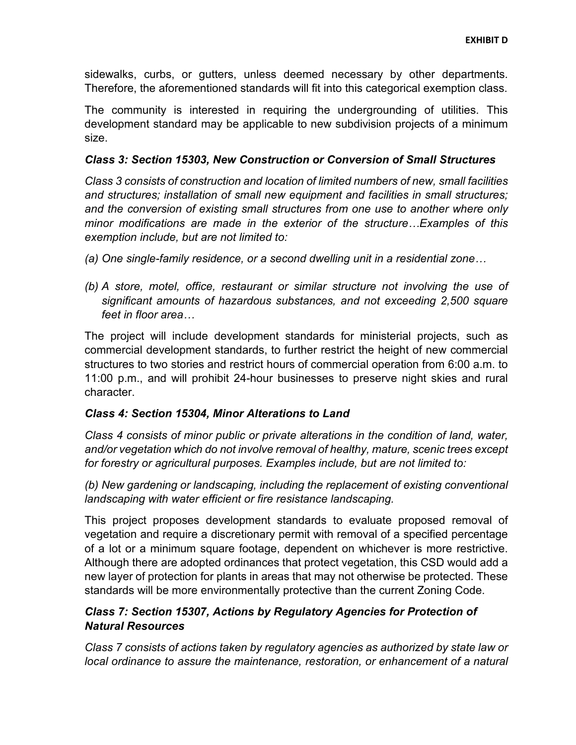sidewalks, curbs, or gutters, unless deemed necessary by other departments. Therefore, the aforementioned standards will fit into this categorical exemption class.

The community is interested in requiring the undergrounding of utilities. This development standard may be applicable to new subdivision projects of a minimum size.

### *Class 3: Section 15303, New Construction or Conversion of Small Structures*

*Class 3 consists of construction and location of limited numbers of new, small facilities and structures; installation of small new equipment and facilities in small structures; and the conversion of existing small structures from one use to another where only minor modifications are made in the exterior of the structure…Examples of this exemption include, but are not limited to:*

*(a) One single-family residence, or a second dwelling unit in a residential zone…*

*(b) A store, motel, office, restaurant or similar structure not involving the use of significant amounts of hazardous substances, and not exceeding 2,500 square feet in floor area…*

The project will include development standards for ministerial projects, such as commercial development standards, to further restrict the height of new commercial structures to two stories and restrict hours of commercial operation from 6:00 a.m. to 11:00 p.m., and will prohibit 24-hour businesses to preserve night skies and rural character.

### *Class 4: Section 15304, Minor Alterations to Land*

*Class 4 consists of minor public or private alterations in the condition of land, water, and/or vegetation which do not involve removal of healthy, mature, scenic trees except for forestry or agricultural purposes. Examples include, but are not limited to:*

*(b) New gardening or landscaping, including the replacement of existing conventional landscaping with water efficient or fire resistance landscaping.*

This project proposes development standards to evaluate proposed removal of vegetation and require a discretionary permit with removal of a specified percentage of a lot or a minimum square footage, dependent on whichever is more restrictive. Although there are adopted ordinances that protect vegetation, this CSD would add a new layer of protection for plants in areas that may not otherwise be protected. These standards will be more environmentally protective than the current Zoning Code.

### *Class 7: Section 15307, Actions by Regulatory Agencies for Protection of Natural Resources*

*Class 7 consists of actions taken by regulatory agencies as authorized by state law or local ordinance to assure the maintenance, restoration, or enhancement of a natural*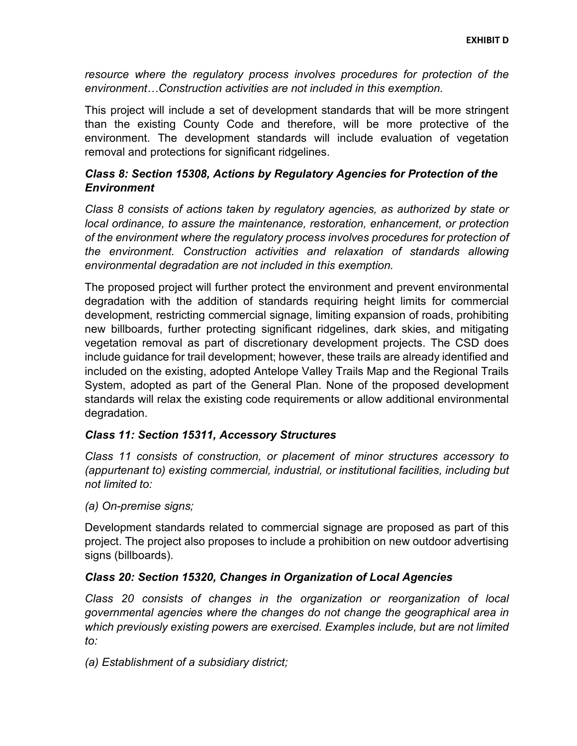*resource where the regulatory process involves procedures for protection of the environment…Construction activities are not included in this exemption.*

This project will include a set of development standards that will be more stringent than the existing County Code and therefore, will be more protective of the environment. The development standards will include evaluation of vegetation removal and protections for significant ridgelines.

### *Class 8: Section 15308, Actions by Regulatory Agencies for Protection of the Environment*

*Class 8 consists of actions taken by regulatory agencies, as authorized by state or local ordinance, to assure the maintenance, restoration, enhancement, or protection of the environment where the regulatory process involves procedures for protection of the environment. Construction activities and relaxation of standards allowing environmental degradation are not included in this exemption.*

The proposed project will further protect the environment and prevent environmental degradation with the addition of standards requiring height limits for commercial development, restricting commercial signage, limiting expansion of roads, prohibiting new billboards, further protecting significant ridgelines, dark skies, and mitigating vegetation removal as part of discretionary development projects. The CSD does include guidance for trail development; however, these trails are already identified and included on the existing, adopted Antelope Valley Trails Map and the Regional Trails System, adopted as part of the General Plan. None of the proposed development standards will relax the existing code requirements or allow additional environmental degradation.

### *Class 11: Section 15311, Accessory Structures*

*Class 11 consists of construction, or placement of minor structures accessory to (appurtenant to) existing commercial, industrial, or institutional facilities, including but not limited to:*

*(a) On-premise signs;*

Development standards related to commercial signage are proposed as part of this project. The project also proposes to include a prohibition on new outdoor advertising signs (billboards).

### *Class 20: Section 15320, Changes in Organization of Local Agencies*

*Class 20 consists of changes in the organization or reorganization of local governmental agencies where the changes do not change the geographical area in which previously existing powers are exercised. Examples include, but are not limited to:*

*(a) Establishment of a subsidiary district;*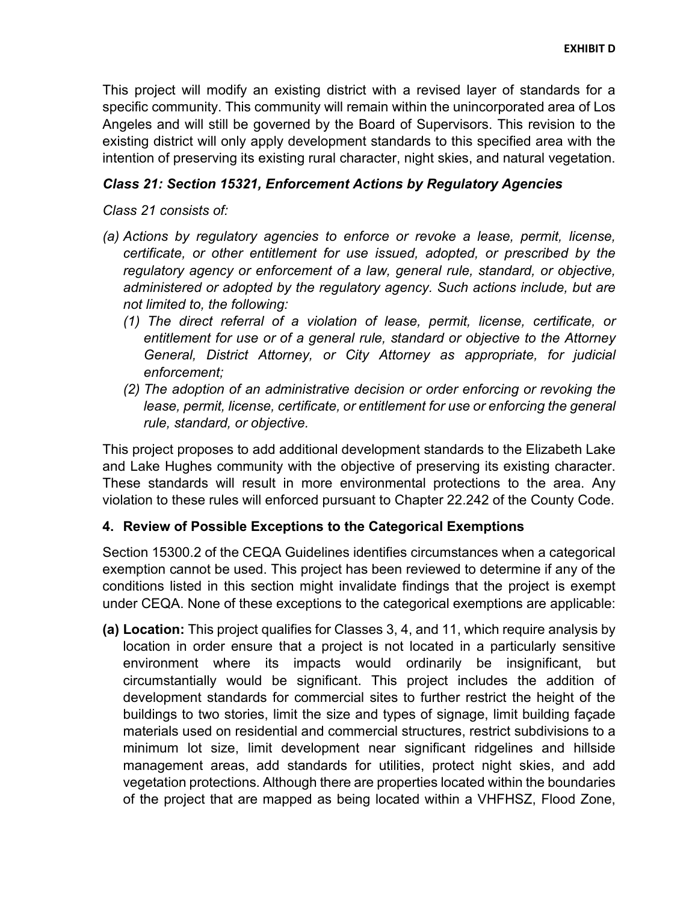This project will modify an existing district with a revised layer of standards for a specific community. This community will remain within the unincorporated area of Los Angeles and will still be governed by the Board of Supervisors. This revision to the existing district will only apply development standards to this specified area with the intention of preserving its existing rural character, night skies, and natural vegetation.

### *Class 21: Section 15321, Enforcement Actions by Regulatory Agencies*

*Class 21 consists of:*

*(a) Actions by regulatory agencies to enforce or revoke a lease, permit, license, certificate, or other entitlement for use issued, adopted, or prescribed by the regulatory agency or enforcement of a law, general rule, standard, or objective, administered or adopted by the regulatory agency. Such actions include, but are not limited to, the following:*

*(1) The direct referral of a violation of lease, permit, license, certificate, or entitlement for use or of a general rule, standard or objective to the Attorney General, District Attorney, or City Attorney as appropriate, for judicial enforcement;*

*(2) The adoption of an administrative decision or order enforcing or revoking the lease, permit, license, certificate, or entitlement for use or enforcing the general rule, standard, or objective.*

This project proposes to add additional development standards to the Elizabeth Lake and Lake Hughes community with the objective of preserving its existing character. These standards will result in more environmental protections to the area. Any violation to these rules will enforced pursuant to Chapter 22.242 of the County Code.

### 4. Review of Possible Exceptions to the Categorical Exemptions

Section 15300.2 of the CEQA Guidelines identifies circumstances when a categorical exemption cannot be used. This project has been reviewed to determine if any of the conditions listed in this section might invalidate findings that the project is exempt under CEQA. None of these exceptions to the categorical exemptions are applicable:

**(a) Location:** This project qualifies for Classes 3, 4, and 11, which require analysis by location in order ensure that a project is not located in a particularly sensitive environment where its impacts would ordinarily be insignificant, but circumstantially would be significant. This project includes the addition of development standards for commercial sites to further restrict the height of the buildings to two stories, limit the size and types of signage, limit building façade materials used on residential and commercial structures, restrict subdivisions to a minimum lot size, limit development near significant ridgelines and hillside management areas, add standards for utilities, protect night skies, and add vegetation protections. Although there are properties located within the boundaries of the project that are mapped as being located within a VHFHSZ, Flood Zone,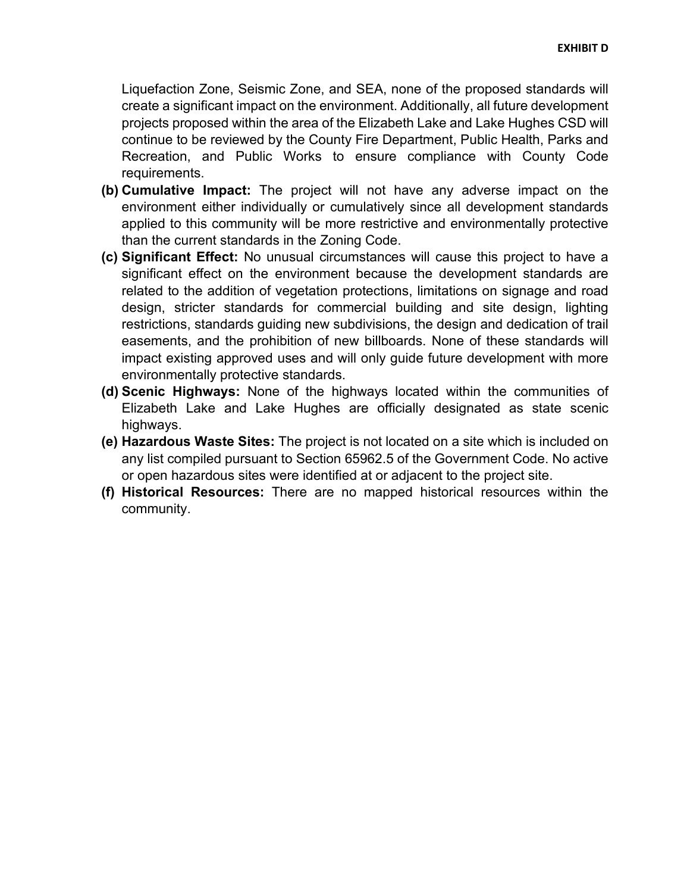Liquefaction Zone, Seismic Zone, and SEA, none of the proposed standards will create a significant impact on the environment. Additionally, all future development projects proposed within the area of the Elizabeth Lake and Lake Hughes CSD will continue to be reviewed by the County Fire Department, Public Health, Parks and Recreation, and Public Works to ensure compliance with County Code requirements.

**(b) Cumulative Impact:** The project will not have any adverse impact on the environment either individually or cumulatively since all development standards applied to this community will be more restrictive and environmentally protective than the current standards in the Zoning Code.

**(c) Significant Effect:** No unusual circumstances will cause this project to have a significant effect on the environment because the development standards are related to the addition of vegetation protections, limitations on signage and road design, stricter standards for commercial building and site design, lighting restrictions, standards guiding new subdivisions, the design and dedication of trail easements, and the prohibition of new billboards. None of these standards will impact existing approved uses and will only guide future development with more environmentally protective standards.

**(d) Scenic Highways:** None of the highways located within the communities of Elizabeth Lake and Lake Hughes are officially designated as state scenic highways.

**(e) Hazardous Waste Sites:** The project is not located on a site which is included on any list compiled pursuant to Section 65962.5 of the Government Code. No active or open hazardous sites were identified at or adjacent to the project site.

**(f) Historical Resources:** There are no mapped historical resources within the community.